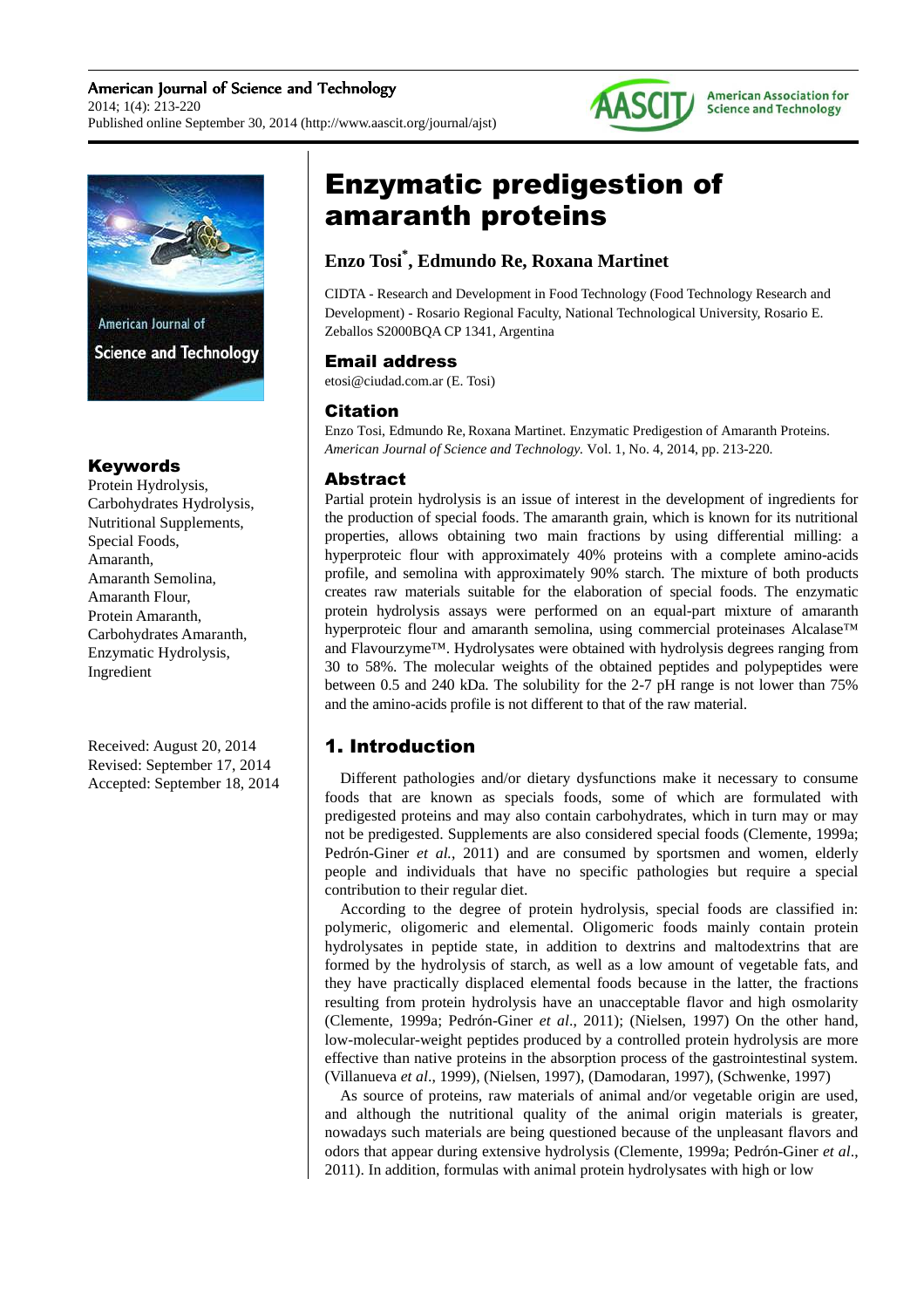# Enzymatic predigestion of amaranth proteins

**Enzo Tosi[*], Edmundo Re, Roxana Martinet**

CIDTA - Research and Development in Food Technology (Food Technology Research and Development) - Rosario Regional Faculty, National Technological University, Rosario E. Zeballos S2000BQA CP 1341, Argentina

## Email address

etosi@ciudad.com.ar (E. Tosi)

## Citation

Enzo Tosi, Edmundo Re, Roxana Martinet. Enzymatic Predigestion of Amaranth Proteins. *American Journal of Science and Technology.* Vol. 1, No. 4, 2014, pp. 213-220.

## Keywords

Protein Hydrolysis, Carbohydrates Hydrolysis, Nutritional Supplements, Special Foods, Amaranth, Amaranth Semolina, Amaranth Flour, Protein Amaranth, Carbohydrates Amaranth, Enzymatic Hydrolysis, Ingredient

Received: August 20, 2014
Revised: September 17, 2014
Accepted: September 18, 2014

## Abstract

Partial protein hydrolysis is an issue of interest in the development of ingredients for the production of special foods. The amaranth grain, which is known for its nutritional properties, allows obtaining two main fractions by using differential milling: a hyperproteic flour with approximately 40% proteins with a complete amino-acids profile, and semolina with approximately 90% starch. The mixture of both products creates raw materials suitable for the elaboration of special foods. The enzymatic protein hydrolysis assays were performed on an equal-part mixture of amaranth hyperproteic flour and amaranth semolina, using commercial proteinases Alcalase™ and Flavourzyme™. Hydrolysates were obtained with hydrolysis degrees ranging from 30 to 58%. The molecular weights of the obtained peptides and polypeptides were between 0.5 and 240 kDa. The solubility for the 2-7 pH range is not lower than 75% and the amino-acids profile is not different to that of the raw material.

## 1. Introduction

Different pathologies and/or dietary dysfunctions make it necessary to consume foods that are known as specials foods, some of which are formulated with predigested proteins and may also contain carbohydrates, which in turn may or may not be predigested. Supplements are also considered special foods (Clemente, 1999a; Pedrón-Giner *et al.*, 2011) and are consumed by sportsmen and women, elderly people and individuals that have no specific pathologies but require a special contribution to their regular diet.

According to the degree of protein hydrolysis, special foods are classified in: polymeric, oligomeric and elemental. Oligomeric foods mainly contain protein hydrolysates in peptide state, in addition to dextrins and maltodextrins that are formed by the hydrolysis of starch, as well as a low amount of vegetable fats, and they have practically displaced elemental foods because in the latter, the fractions resulting from protein hydrolysis have an unacceptable flavor and high osmolarity (Clemente, 1999a; Pedrón-Giner *et al*., 2011); (Nielsen, 1997) On the other hand, low-molecular-weight peptides produced by a controlled protein hydrolysis are more effective than native proteins in the absorption process of the gastrointestinal system. (Villanueva *et al*., 1999), (Nielsen, 1997), (Damodaran, 1997), (Schwenke, 1997)

As source of proteins, raw materials of animal and/or vegetable origin are used, and although the nutritional quality of the animal origin materials is greater, nowadays such materials are being questioned because of the unpleasant flavors and odors that appear during extensive hydrolysis (Clemente, 1999a; Pedrón-Giner *et al*., 2011). In addition, formulas with animal protein hydrolysates with high or low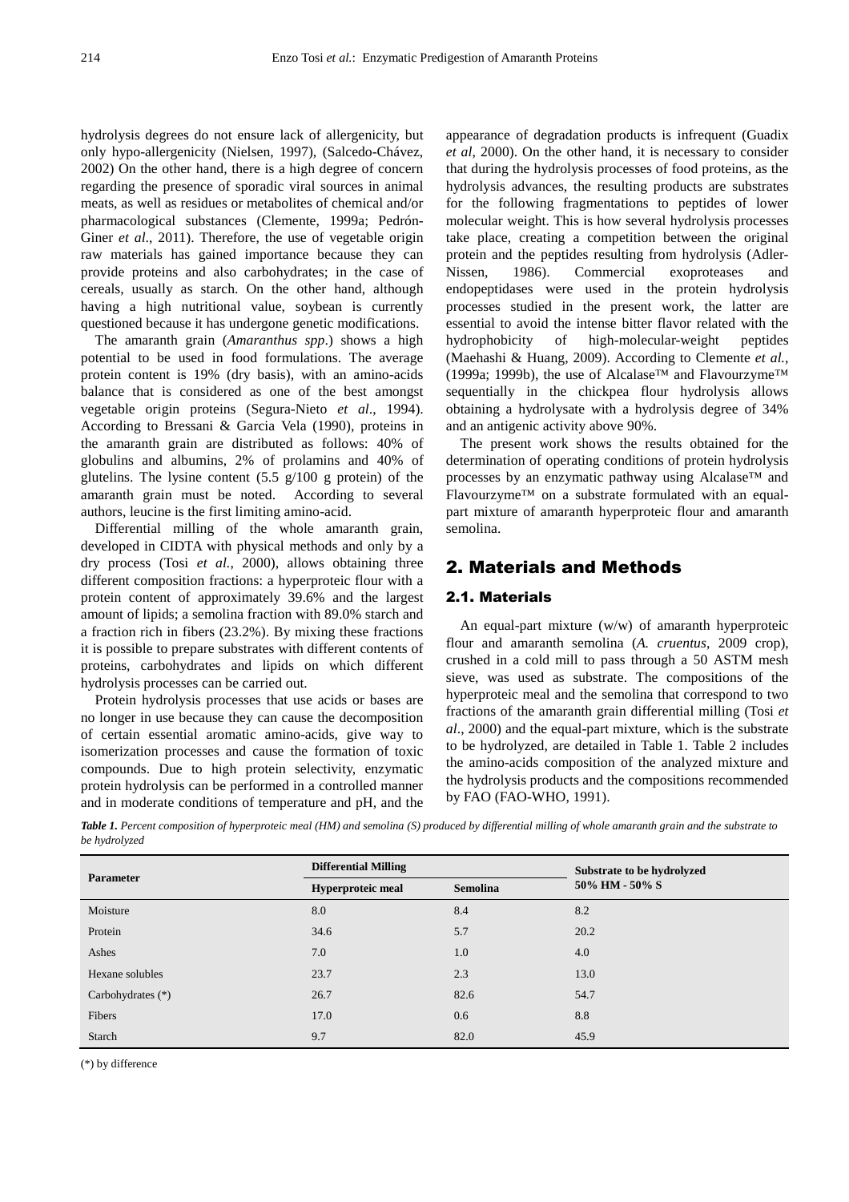hydrolysis degrees do not ensure lack of allergenicity, but only hypo-allergenicity (Nielsen, 1997), (Salcedo-Chávez, 2002) On the other hand, there is a high degree of concern regarding the presence of sporadic viral sources in animal meats, as well as residues or metabolites of chemical and/or pharmacological substances (Clemente, 1999a; Pedrón-Giner *et al*., 2011). Therefore, the use of vegetable origin raw materials has gained importance because they can provide proteins and also carbohydrates; in the case of cereals, usually as starch. On the other hand, although having a high nutritional value, soybean is currently questioned because it has undergone genetic modifications.

The amaranth grain (*Amaranthus spp*.) shows a high potential to be used in food formulations. The average protein content is 19% (dry basis), with an amino-acids balance that is considered as one of the best amongst vegetable origin proteins (Segura-Nieto *et al*., 1994). According to Bressani & Garcia Vela (1990), proteins in the amaranth grain are distributed as follows: 40% of globulins and albumins, 2% of prolamins and 40% of glutelins. The lysine content (5.5 g/100 g protein) of the amaranth grain must be noted. According to several authors, leucine is the first limiting amino-acid.

Differential milling of the whole amaranth grain, developed in CIDTA with physical methods and only by a dry process (Tosi *et al.*, 2000), allows obtaining three different composition fractions: a hyperproteic flour with a protein content of approximately 39.6% and the largest amount of lipids; a semolina fraction with 89.0% starch and a fraction rich in fibers (23.2%). By mixing these fractions it is possible to prepare substrates with different contents of proteins, carbohydrates and lipids on which different hydrolysis processes can be carried out.

Protein hydrolysis processes that use acids or bases are no longer in use because they can cause the decomposition of certain essential aromatic amino-acids, give way to isomerization processes and cause the formation of toxic compounds. Due to high protein selectivity, enzymatic protein hydrolysis can be performed in a controlled manner and in moderate conditions of temperature and pH, and the appearance of degradation products is infrequent (Guadix *et al*, 2000). On the other hand, it is necessary to consider that during the hydrolysis processes of food proteins, as the hydrolysis advances, the resulting products are substrates for the following fragmentations to peptides of lower molecular weight. This is how several hydrolysis processes take place, creating a competition between the original protein and the peptides resulting from hydrolysis (Adler-Nissen, 1986). Commercial exoproteases and endopeptidases were used in the protein hydrolysis processes studied in the present work, the latter are essential to avoid the intense bitter flavor related with the hydrophobicity of high-molecular-weight peptides (Maehashi & Huang, 2009). According to Clemente *et al.*, (1999a; 1999b), the use of Alcalase™ and Flavourzyme™ sequentially in the chickpea flour hydrolysis allows obtaining a hydrolysate with a hydrolysis degree of 34% and an antigenic activity above 90%.

The present work shows the results obtained for the determination of operating conditions of protein hydrolysis processes by an enzymatic pathway using Alcalase™ and Flavourzyme™ on a substrate formulated with an equal-part mixture of amaranth hyperproteic flour and amaranth semolina.

## 2. Materials and Methods

### 2.1. Materials

An equal-part mixture (w/w) of amaranth hyperproteic flour and amaranth semolina (*A. cruentus*, 2009 crop), crushed in a cold mill to pass through a 50 ASTM mesh sieve, was used as substrate. The compositions of the hyperproteic meal and the semolina that correspond to two fractions of the amaranth grain differential milling (Tosi *et al*., 2000) and the equal-part mixture, which is the substrate to be hydrolyzed, are detailed in Table 1. Table 2 includes the amino-acids composition of the analyzed mixture and the hydrolysis products and the compositions recommended by FAO (FAO-WHO, 1991).

***Table 1.*** *Percent composition of hyperproteic meal (HM) and semolina (S) produced by differential milling of whole amaranth grain and the substrate to be hydrolyzed*

| Parameter | Differential Milling | | Substrate to be hydrolyzed 50% HM - 50% S |
|---|---|---|---|
| | Hyperproteic meal | Semolina | |
| Moisture | 8.0 | 8.4 | 8.2 |
| Protein | 34.6 | 5.7 | 20.2 |
| Ashes | 7.0 | 1.0 | 4.0 |
| Hexane solubles | 23.7 | 2.3 | 13.0 |
| Carbohydrates (*) | 26.7 | 82.6 | 54.7 |
| Fibers | 17.0 | 0.6 | 8.8 |
| Starch | 9.7 | 82.0 | 45.9 |

(*) by difference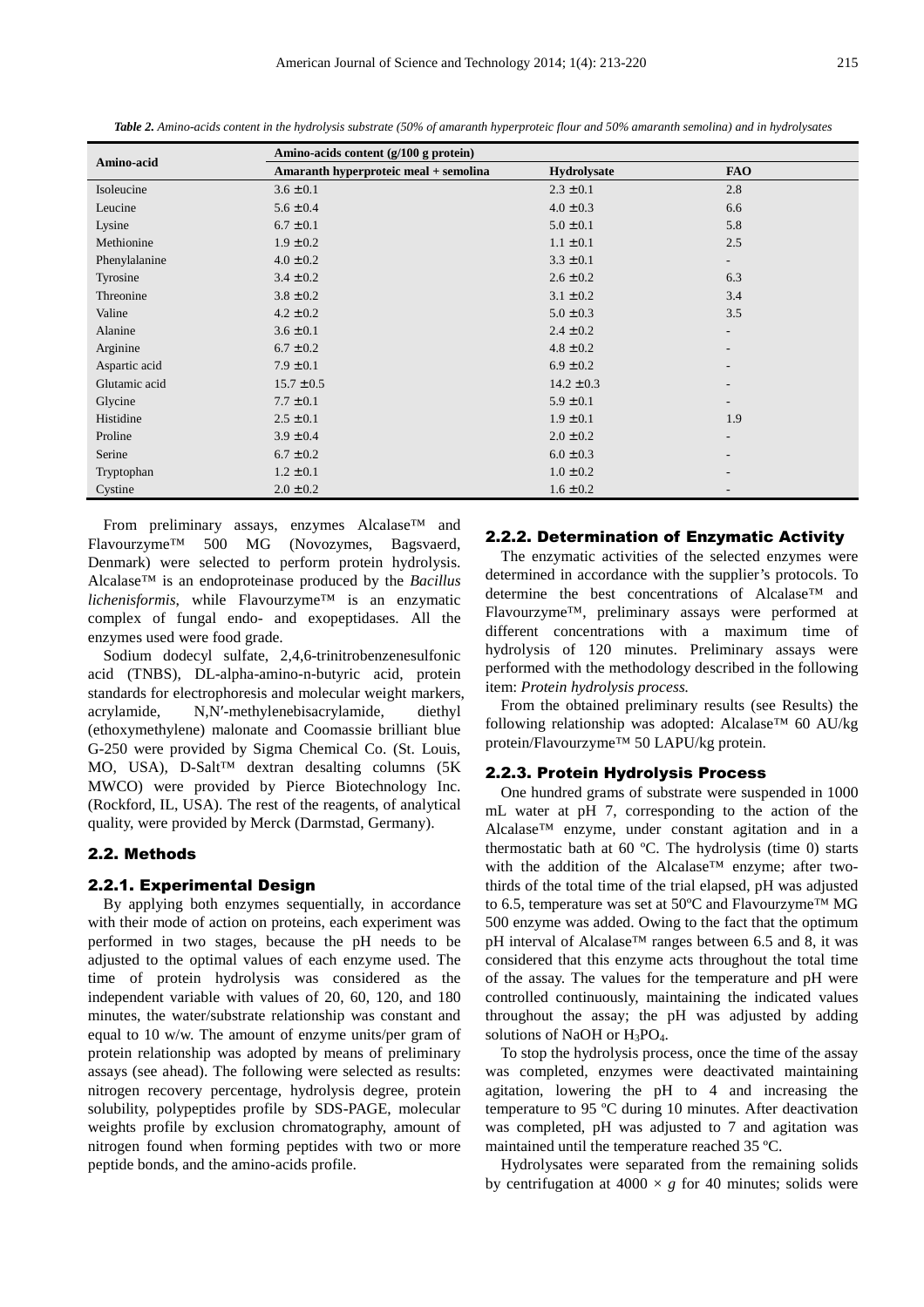*Table 2. Amino-acids content in the hydrolysis substrate (50% of amaranth hyperproteic flour and 50% amaranth semolina) and in hydrolysates*

| Amino-acid | Amino-acids content (g/100 g protein) | | |
|---|---|---|---|
| | Amaranth hyperproteic meal + semolina | Hydrolysate | FAO |
| Isoleucine | 3.6 ± 0.1 | 2.3 ± 0.1 | 2.8 |
| Leucine | 5.6 ± 0.4 | 4.0 ± 0.3 | 6.6 |
| Lysine | 6.7 ± 0.1 | 5.0 ± 0.1 | 5.8 |
| Methionine | 1.9 ± 0.2 | 1.1 ± 0.1 | 2.5 |
| Phenylalanine | 4.0 ± 0.2 | 3.3 ± 0.1 | - |
| Tyrosine | 3.4 ± 0.2 | 2.6 ± 0.2 | 6.3 |
| Threonine | 3.8 ± 0.2 | 3.1 ± 0.2 | 3.4 |
| Valine | 4.2 ± 0.2 | 5.0 ± 0.3 | 3.5 |
| Alanine | 3.6 ± 0.1 | 2.4 ± 0.2 | - |
| Arginine | 6.7 ± 0.2 | 4.8 ± 0.2 | - |
| Aspartic acid | 7.9 ± 0.1 | 6.9 ± 0.2 | - |
| Glutamic acid | 15.7 ± 0.5 | 14.2 ± 0.3 | - |
| Glycine | 7.7 ± 0.1 | 5.9 ± 0.1 | - |
| Histidine | 2.5 ± 0.1 | 1.9 ± 0.1 | 1.9 |
| Proline | 3.9 ± 0.4 | 2.0 ± 0.2 | - |
| Serine | 6.7 ± 0.2 | 6.0 ± 0.3 | - |
| Tryptophan | 1.2 ± 0.1 | 1.0 ± 0.2 | - |
| Cystine | 2.0 ± 0.2 | 1.6 ± 0.2 | - |

From preliminary assays, enzymes Alcalase™ and Flavourzyme™ 500 MG (Novozymes, Bagsvaerd, Denmark) were selected to perform protein hydrolysis. Alcalase™ is an endoproteinase produced by the *Bacillus lichenisformis*, while Flavourzyme™ is an enzymatic complex of fungal endo- and exopeptidases. All the enzymes used were food grade.

Sodium dodecyl sulfate, 2,4,6-trinitrobenzenesulfonic acid (TNBS), DL-alpha-amino-n-butyric acid, protein standards for electrophoresis and molecular weight markers, acrylamide, N,N′-methylenebisacrylamide, diethyl (ethoxymethylene) malonate and Coomassie brilliant blue G-250 were provided by Sigma Chemical Co. (St. Louis, MO, USA), D-Salt™ dextran desalting columns (5K MWCO) were provided by Pierce Biotechnology Inc. (Rockford, IL, USA). The rest of the reagents, of analytical quality, were provided by Merck (Darmstad, Germany).

## 2.2. Methods

### 2.2.1. Experimental Design

By applying both enzymes sequentially, in accordance with their mode of action on proteins, each experiment was performed in two stages, because the pH needs to be adjusted to the optimal values of each enzyme used. The time of protein hydrolysis was considered as the independent variable with values of 20, 60, 120, and 180 minutes, the water/substrate relationship was constant and equal to 10 w/w. The amount of enzyme units/per gram of protein relationship was adopted by means of preliminary assays (see ahead). The following were selected as results: nitrogen recovery percentage, hydrolysis degree, protein solubility, polypeptides profile by SDS-PAGE, molecular weights profile by exclusion chromatography, amount of nitrogen found when forming peptides with two or more peptide bonds, and the amino-acids profile.

### 2.2.2. Determination of Enzymatic Activity

The enzymatic activities of the selected enzymes were determined in accordance with the supplier's protocols. To determine the best concentrations of Alcalase™ and Flavourzyme™, preliminary assays were performed at different concentrations with a maximum time of hydrolysis of 120 minutes. Preliminary assays were performed with the methodology described in the following item: *Protein hydrolysis process.*

From the obtained preliminary results (see Results) the following relationship was adopted: Alcalase™ 60 AU/kg protein/Flavourzyme™ 50 LAPU/kg protein.

### 2.2.3. Protein Hydrolysis Process

One hundred grams of substrate were suspended in 1000 mL water at pH 7, corresponding to the action of the Alcalase™ enzyme, under constant agitation and in a thermostatic bath at 60 ºC. The hydrolysis (time 0) starts with the addition of the Alcalase™ enzyme; after two-thirds of the total time of the trial elapsed, pH was adjusted to 6.5, temperature was set at 50ºC and Flavourzyme™ MG 500 enzyme was added. Owing to the fact that the optimum pH interval of Alcalase™ ranges between 6.5 and 8, it was considered that this enzyme acts throughout the total time of the assay. The values for the temperature and pH were controlled continuously, maintaining the indicated values throughout the assay; the pH was adjusted by adding solutions of NaOH or $H_3PO_4$.

To stop the hydrolysis process, once the time of the assay was completed, enzymes were deactivated maintaining agitation, lowering the pH to 4 and increasing the temperature to 95 ºC during 10 minutes. After deactivation was completed, pH was adjusted to 7 and agitation was maintained until the temperature reached 35 ºC.

Hydrolysates were separated from the remaining solids by centrifugation at $4000 \times g$ for 40 minutes; solids were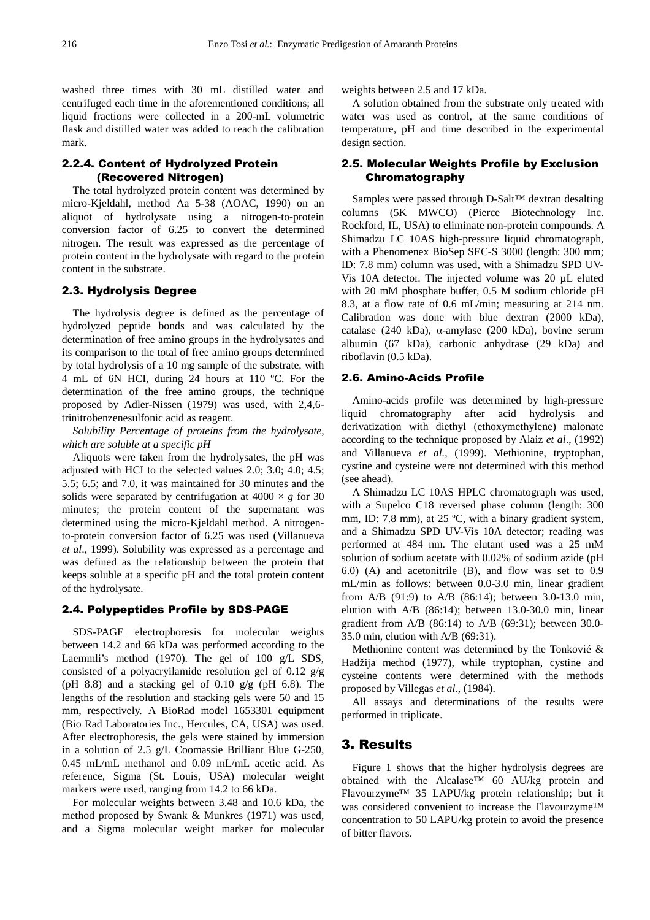washed three times with 30 mL distilled water and centrifuged each time in the aforementioned conditions; all liquid fractions were collected in a 200-mL volumetric flask and distilled water was added to reach the calibration mark.

### 2.2.4. Content of Hydrolyzed Protein (Recovered Nitrogen)

The total hydrolyzed protein content was determined by micro-Kjeldahl, method Aa 5-38 (AOAC, 1990) on an aliquot of hydrolysate using a nitrogen-to-protein conversion factor of 6.25 to convert the determined nitrogen. The result was expressed as the percentage of protein content in the hydrolysate with regard to the protein content in the substrate.

## 2.3. Hydrolysis Degree

The hydrolysis degree is defined as the percentage of hydrolyzed peptide bonds and was calculated by the determination of free amino groups in the hydrolysates and its comparison to the total of free amino groups determined by total hydrolysis of a 10 mg sample of the substrate, with 4 mL of 6N HCI, during 24 hours at 110 ºC. For the determination of the free amino groups, the technique proposed by Adler-Nissen (1979) was used, with 2,4,6-trinitrobenzenesulfonic acid as reagent.

*Solubility Percentage of proteins from the hydrolysate, which are soluble at a specific pH*

Aliquots were taken from the hydrolysates, the pH was adjusted with HCI to the selected values 2.0; 3.0; 4.0; 4.5; 5.5; 6.5; and 7.0, it was maintained for 30 minutes and the solids were separated by centrifugation at $4000 \times g$ for 30 minutes; the protein content of the supernatant was determined using the micro-Kjeldahl method. A nitrogen-to-protein conversion factor of 6.25 was used (Villanueva *et al*., 1999). Solubility was expressed as a percentage and was defined as the relationship between the protein that keeps soluble at a specific pH and the total protein content of the hydrolysate.

## 2.4. Polypeptides Profile by SDS-PAGE

SDS-PAGE electrophoresis for molecular weights between 14.2 and 66 kDa was performed according to the Laemmli's method (1970). The gel of 100 g/L SDS, consisted of a polyacryilamide resolution gel of 0.12 g/g (pH 8.8) and a stacking gel of 0.10 g/g (pH 6.8). The lengths of the resolution and stacking gels were 50 and 15 mm, respectively. A BioRad model 1653301 equipment (Bio Rad Laboratories Inc., Hercules, CA, USA) was used. After electrophoresis, the gels were stained by immersion in a solution of 2.5 g/L Coomassie Brilliant Blue G-250, 0.45 mL/mL methanol and 0.09 mL/mL acetic acid. As reference, Sigma (St. Louis, USA) molecular weight markers were used, ranging from 14.2 to 66 kDa.

For molecular weights between 3.48 and 10.6 kDa, the method proposed by Swank & Munkres (1971) was used, and a Sigma molecular weight marker for molecular weights between 2.5 and 17 kDa.

A solution obtained from the substrate only treated with water was used as control, at the same conditions of temperature, pH and time described in the experimental design section.

## 2.5. Molecular Weights Profile by Exclusion Chromatography

Samples were passed through D-Salt™ dextran desalting columns (5K MWCO) (Pierce Biotechnology Inc. Rockford, IL, USA) to eliminate non-protein compounds. A Shimadzu LC 10AS high-pressure liquid chromatograph, with a Phenomenex BioSep SEC-S 3000 (length: 300 mm; ID: 7.8 mm) column was used, with a Shimadzu SPD UV-Vis 10A detector. The injected volume was 20 µL eluted with 20 mM phosphate buffer, 0.5 M sodium chloride pH 8.3, at a flow rate of 0.6 mL/min; measuring at 214 nm. Calibration was done with blue dextran (2000 kDa), catalase (240 kDa), α-amylase (200 kDa), bovine serum albumin (67 kDa), carbonic anhydrase (29 kDa) and riboflavin (0.5 kDa).

## 2.6. Amino-Acids Profile

Amino-acids profile was determined by high-pressure liquid chromatography after acid hydrolysis and derivatization with diethyl (ethoxymethylene) malonate according to the technique proposed by Alaiz *et al*., (1992) and Villanueva *et al.*, (1999). Methionine, tryptophan, cystine and cysteine were not determined with this method (see ahead).

A Shimadzu LC 10AS HPLC chromatograph was used, with a Supelco C18 reversed phase column (length: 300 mm, ID: 7.8 mm), at 25 ºC, with a binary gradient system, and a Shimadzu SPD UV-Vis 10A detector; reading was performed at 484 nm. The elutant used was a 25 mM solution of sodium acetate with 0.02% of sodium azide (pH 6.0) (A) and acetonitrile (B), and flow was set to 0.9 mL/min as follows: between 0.0-3.0 min, linear gradient from A/B (91:9) to A/B (86:14); between 3.0-13.0 min, elution with A/B (86:14); between 13.0-30.0 min, linear gradient from A/B (86:14) to A/B (69:31); between 30.0-35.0 min, elution with A/B (69:31).

Methionine content was determined by the Tonkovié & Hadžija method (1977), while tryptophan, cystine and cysteine contents were determined with the methods proposed by Villegas *et al.*, (1984).

All assays and determinations of the results were performed in triplicate.

# 3. Results

Figure 1 shows that the higher hydrolysis degrees are obtained with the Alcalase™ 60 AU/kg protein and Flavourzyme™ 35 LAPU/kg protein relationship; but it was considered convenient to increase the Flavourzyme™ concentration to 50 LAPU/kg protein to avoid the presence of bitter flavors.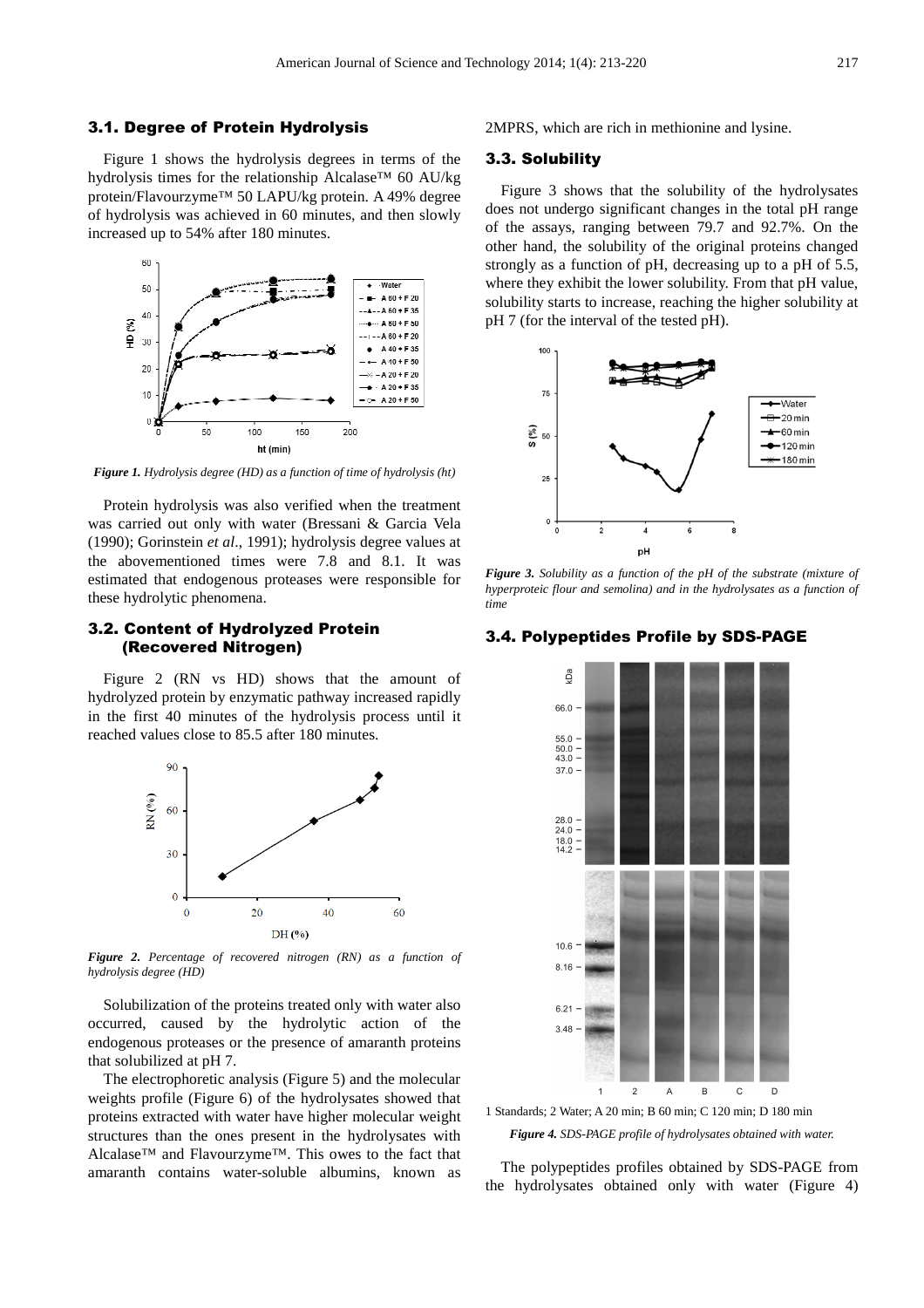### 3.1. Degree of Protein Hydrolysis

Figure 1 shows the hydrolysis degrees in terms of the hydrolysis times for the relationship Alcalase™ 60 AU/kg protein/Flavourzyme™ 50 LAPU/kg protein. A 49% degree of hydrolysis was achieved in 60 minutes, and then slowly increased up to 54% after 180 minutes.

*Figure 1. Hydrolysis degree (HD) as a function of time of hydrolysis (ht)*

Protein hydrolysis was also verified when the treatment was carried out only with water (Bressani & Garcia Vela (1990); Gorinstein *et al*., 1991); hydrolysis degree values at the abovementioned times were 7.8 and 8.1. It was estimated that endogenous proteases were responsible for these hydrolytic phenomena.

### 3.2. Content of Hydrolyzed Protein (Recovered Nitrogen)

Figure 2 (RN vs HD) shows that the amount of hydrolyzed protein by enzymatic pathway increased rapidly in the first 40 minutes of the hydrolysis process until it reached values close to 85.5 after 180 minutes.

*Figure 2. Percentage of recovered nitrogen (RN) as a function of hydrolysis degree (HD)*

Solubilization of the proteins treated only with water also occurred, caused by the hydrolytic action of the endogenous proteases or the presence of amaranth proteins that solubilized at pH 7.

The electrophoretic analysis (Figure 5) and the molecular weights profile (Figure 6) of the hydrolysates showed that proteins extracted with water have higher molecular weight structures than the ones present in the hydrolysates with Alcalase™ and Flavourzyme™. This owes to the fact that amaranth contains water-soluble albumins, known as 2MPRS, which are rich in methionine and lysine.

### 3.3. Solubility

Figure 3 shows that the solubility of the hydrolysates does not undergo significant changes in the total pH range of the assays, ranging between 79.7 and 92.7%. On the other hand, the solubility of the original proteins changed strongly as a function of pH, decreasing up to a pH of 5.5, where they exhibit the lower solubility. From that pH value, solubility starts to increase, reaching the higher solubility at pH 7 (for the interval of the tested pH).

*Figure 3. Solubility as a function of the pH of the substrate (mixture of hyperproteic flour and semolina) and in the hydrolysates as a function of time*

### 3.4. Polypeptides Profile by SDS-PAGE

1 Standards; 2 Water; A 20 min; B 60 min; C 120 min; D 180 min

*Figure 4. SDS-PAGE profile of hydrolysates obtained with water.*

The polypeptides profiles obtained by SDS-PAGE from the hydrolysates obtained only with water (Figure 4)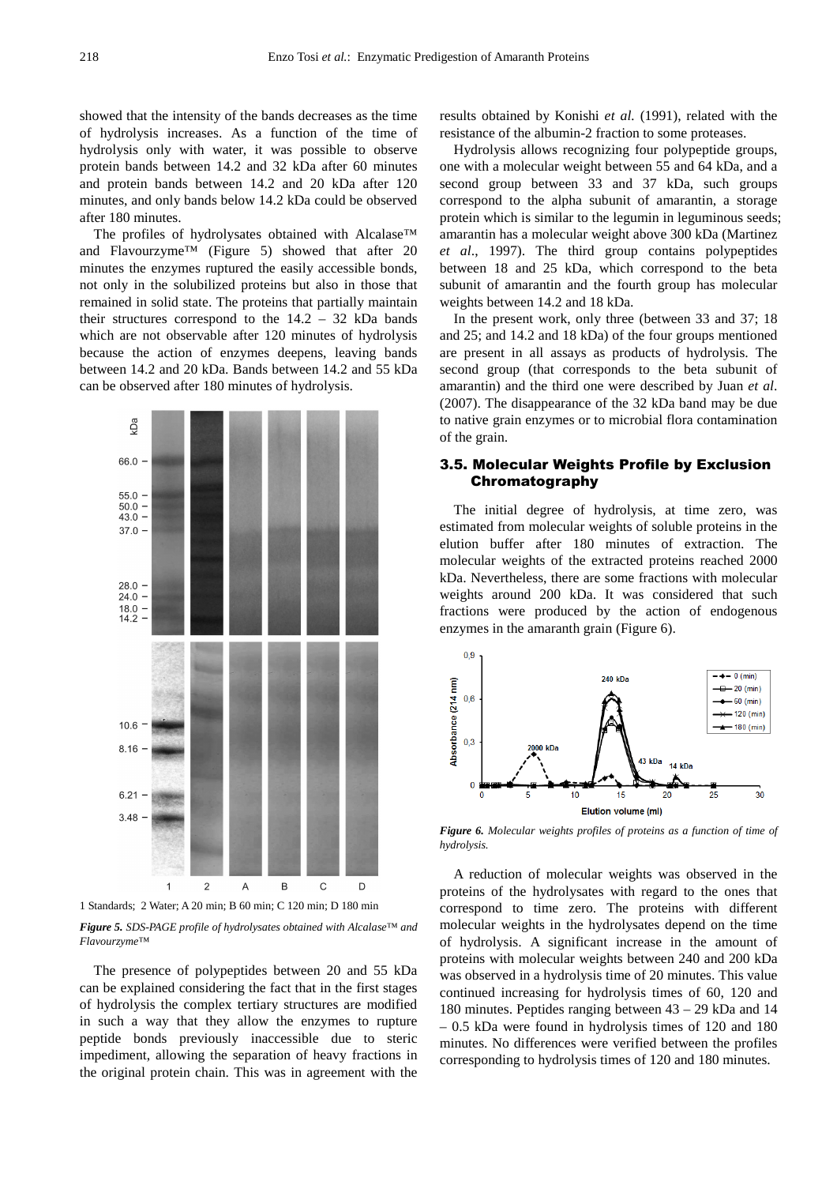showed that the intensity of the bands decreases as the time of hydrolysis increases. As a function of the time of hydrolysis only with water, it was possible to observe protein bands between 14.2 and 32 kDa after 60 minutes and protein bands between 14.2 and 20 kDa after 120 minutes, and only bands below 14.2 kDa could be observed after 180 minutes.

The profiles of hydrolysates obtained with Alcalase™ and Flavourzyme™ (Figure 5) showed that after 20 minutes the enzymes ruptured the easily accessible bonds, not only in the solubilized proteins but also in those that remained in solid state. The proteins that partially maintain their structures correspond to the 14.2 – 32 kDa bands which are not observable after 120 minutes of hydrolysis because the action of enzymes deepens, leaving bands between 14.2 and 20 kDa. Bands between 14.2 and 55 kDa can be observed after 180 minutes of hydrolysis.

1 Standards; 2 Water; A 20 min; B 60 min; C 120 min; D 180 min

*Figure 5. SDS-PAGE profile of hydrolysates obtained with Alcalase™ and Flavourzyme™*

The presence of polypeptides between 20 and 55 kDa can be explained considering the fact that in the first stages of hydrolysis the complex tertiary structures are modified in such a way that they allow the enzymes to rupture peptide bonds previously inaccessible due to steric impediment, allowing the separation of heavy fractions in the original protein chain. This was in agreement with the results obtained by Konishi *et al.* (1991), related with the resistance of the albumin-2 fraction to some proteases.

Hydrolysis allows recognizing four polypeptide groups, one with a molecular weight between 55 and 64 kDa, and a second group between 33 and 37 kDa, such groups correspond to the alpha subunit of amarantin, a storage protein which is similar to the legumin in leguminous seeds; amarantin has a molecular weight above 300 kDa (Martinez *et al*., 1997). The third group contains polypeptides between 18 and 25 kDa, which correspond to the beta subunit of amarantin and the fourth group has molecular weights between 14.2 and 18 kDa.

In the present work, only three (between 33 and 37; 18 and 25; and 14.2 and 18 kDa) of the four groups mentioned are present in all assays as products of hydrolysis. The second group (that corresponds to the beta subunit of amarantin) and the third one were described by Juan *et al*. (2007). The disappearance of the 32 kDa band may be due to native grain enzymes or to microbial flora contamination of the grain.

### 3.5. Molecular Weights Profile by Exclusion Chromatography

The initial degree of hydrolysis, at time zero, was estimated from molecular weights of soluble proteins in the elution buffer after 180 minutes of extraction. The molecular weights of the extracted proteins reached 2000 kDa. Nevertheless, there are some fractions with molecular weights around 200 kDa. It was considered that such fractions were produced by the action of endogenous enzymes in the amaranth grain (Figure 6).

*Figure 6. Molecular weights profiles of proteins as a function of time of hydrolysis.*

A reduction of molecular weights was observed in the proteins of the hydrolysates with regard to the ones that correspond to time zero. The proteins with different molecular weights in the hydrolysates depend on the time of hydrolysis. A significant increase in the amount of proteins with molecular weights between 240 and 200 kDa was observed in a hydrolysis time of 20 minutes. This value continued increasing for hydrolysis times of 60, 120 and 180 minutes. Peptides ranging between 43 – 29 kDa and 14 – 0.5 kDa were found in hydrolysis times of 120 and 180 minutes. No differences were verified between the profiles corresponding to hydrolysis times of 120 and 180 minutes.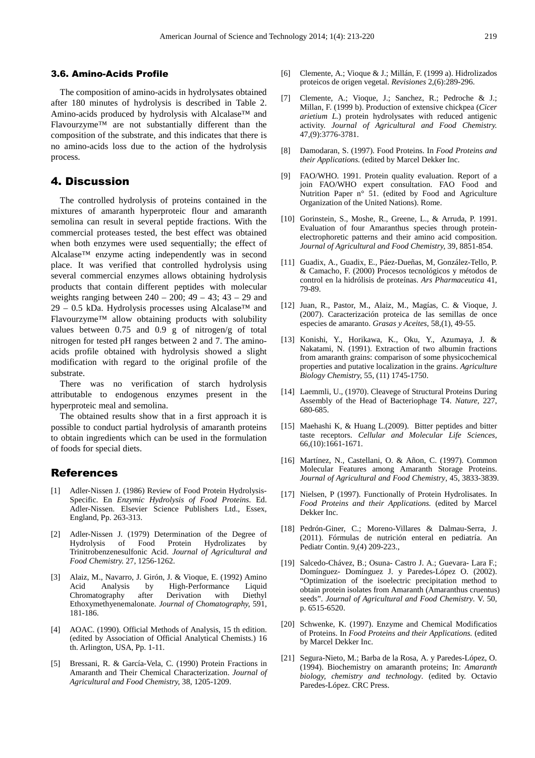### 3.6. Amino-Acids Profile

The composition of amino-acids in hydrolysates obtained after 180 minutes of hydrolysis is described in Table 2. Amino-acids produced by hydrolysis with Alcalase™ and Flavourzyme™ are not substantially different than the composition of the substrate, and this indicates that there is no amino-acids loss due to the action of the hydrolysis process.

## 4. Discussion

The controlled hydrolysis of proteins contained in the mixtures of amaranth hyperproteic flour and amaranth semolina can result in several peptide fractions. With the commercial proteases tested, the best effect was obtained when both enzymes were used sequentially; the effect of Alcalase™ enzyme acting independently was in second place. It was verified that controlled hydrolysis using several commercial enzymes allows obtaining hydrolysis products that contain different peptides with molecular weights ranging between 240 – 200; 49 – 43; 43 – 29 and 29 – 0.5 kDa. Hydrolysis processes using Alcalase™ and Flavourzyme™ allow obtaining products with solubility values between 0.75 and 0.9 g of nitrogen/g of total nitrogen for tested pH ranges between 2 and 7. The amino-acids profile obtained with hydrolysis showed a slight modification with regard to the original profile of the substrate.

There was no verification of starch hydrolysis attributable to endogenous enzymes present in the hyperproteic meal and semolina.

The obtained results show that in a first approach it is possible to conduct partial hydrolysis of amaranth proteins to obtain ingredients which can be used in the formulation of foods for special diets.

## References

[1] Adler-Nissen J. (1986) Review of Food Protein Hydrolysis-Specific. En *Enzymic Hydrolysis of Food Proteins*. Ed. Adler-Nissen. Elsevier Science Publishers Ltd., Essex, England, Pp. 263-313.

[2] Adler-Nissen J. (1979) Determination of the Degree of Hydrolysis of Food Protein Hydrolizates by Trinitrobenzenesulfonic Acid. *Journal of Agricultural and Food Chemistry.* 27, 1256-1262.

[3] Alaiz, M., Navarro, J. Girón, J. & Vioque, E. (1992) Amino Acid Analysis by High-Performance Liquid Chromatography after Derivation with Diethyl Ethoxymethyenemalonate. *Journal of Chomatography,* 591, 181-186.

[4] AOAC. (1990). Official Methods of Analysis, 15 th edition. (edited by Association of Official Analytical Chemists.) 16 th. Arlington, USA, Pp. 1-11.

[5] Bressani, R. & García-Vela, C. (1990) Protein Fractions in Amaranth and Their Chemical Characterization. *Journal of Agricultural and Food Chemistry,* 38, 1205-1209.

[6] Clemente, A.; Vioque & J.; Millán, F. (1999 a). Hidrolizados proteicos de origen vegetal. *Revisiones* 2,(6):289-296.

[7] Clemente, A.; Vioque, J.; Sanchez, R.; Pedroche & J.; Millan, F. (1999 b). Production of extensive chickpea (*Cicer arietium L.*) protein hydrolysates with reduced antigenic activity. *Journal of Agricultural and Food Chemistry.* 47,(9):3776-3781.

[8] Damodaran, S. (1997). Food Proteins. In *Food Proteins and their Applications.* (edited by Marcel Dekker Inc.

[9] FAO/WHO. 1991. Protein quality evaluation. Report of a join FAO/WHO expert consultation. FAO Food and Nutrition Paper n° 51. (edited by Food and Agriculture Organization of the United Nations). Rome.

[10] Gorinstein, S., Moshe, R., Greene, L., & Arruda, P. 1991. Evaluation of four Amaranthus species through protein-electrophoretic patterns and their amino acid composition. *Journal of Agricultural and Food Chemistry,* 39, 8851-854.

[11] Guadix, A., Guadix, E., Páez-Dueñas, M, González-Tello, P. & Camacho, F. (2000) Procesos tecnológicos y métodos de control en la hidrólisis de proteínas. *Ars Pharmaceutica* 41, 79-89.

[12] Juan, R., Pastor, M., Alaiz, M., Magías, C. & Vioque, J. (2007). Caracterización proteica de las semillas de once especies de amaranto. *Grasas y Aceites,* 58,(1), 49-55.

[13] Konishi, Y., Horikawa, K., Oku, Y., Azumaya, J. & Nakatami, N. (1991). Extraction of two albumin fractions from amaranth grains: comparison of some physicochemical properties and putative localization in the grains. *Agriculture Biology Chemistry,* 55, (11) 1745-1750.

[14] Laemmli, U., (1970). Cleavege of Structural Proteins During Assembly of the Head of Bacteriophage T4. *Nature,* 227, 680-685.

[15] Maehashi K, & Huang L.(2009). Bitter peptides and bitter taste receptors. *Cellular and Molecular Life Sciences,* 66,(10):1661-1671.

[16] Martínez, N., Castellani, O. & Añon, C. (1997). Common Molecular Features among Amaranth Storage Proteins. *Journal of Agricultural and Food Chemistry,* 45, 3833-3839.

[17] Nielsen, P (1997). Functionally of Protein Hydrolisates. In *Food Proteins and their Applications.* (edited by Marcel Dekker Inc.

[18] Pedrón-Giner, C.; Moreno-Villares & Dalmau-Serra, J. (2011). Fórmulas de nutrición enteral en pediatría. An Pediatr Contin. 9,(4) 209-223.,

[19] Salcedo-Chávez, B.; Osuna- Castro J. A.; Guevara- Lara F.; Domínguez- Domínguez J. y Paredes-López O. (2002). "Optimization of the isoelectric precipitation method to obtain protein isolates from Amaranth (Amaranthus cruentus) seeds". *Journal of Agricultural and Food Chemistry*. V. 50, p. 6515-6520.

[20] Schwenke, K. (1997). Enzyme and Chemical Modificatios of Proteins. In *Food Proteins and their Applications.* (edited by Marcel Dekker Inc.

[21] Segura-Nieto, M.; Barba de la Rosa, A. y Paredes-López, O. (1994). Biochemistry on amaranth proteins; In: *Amaranth biology, chemistry and technology*. (edited by. Octavio Paredes-López. CRC Press.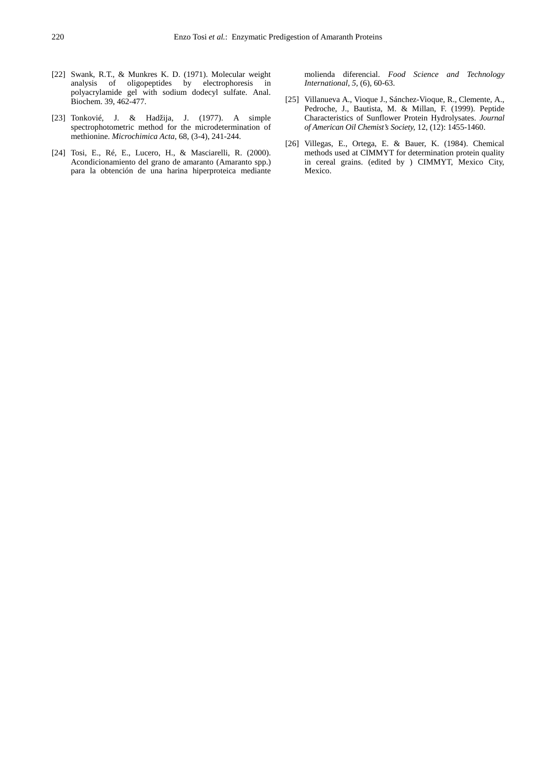[22] Swank, R.T., & Munkres K. D. (1971). Molecular weight analysis of oligopeptides by electrophoresis in polyacrylamide gel with sodium dodecyl sulfate. Anal. Biochem. 39, 462-477.

[23] Tonkovié, J. & Hadžija, J. (1977). A simple spectrophotometric method for the microdetermination of methionine. *Microchimica Acta*, 68, (3-4), 241-244.

[24] Tosi, E., Ré, E., Lucero, H., & Masciarelli, R. (2000). Acondicionamiento del grano de amaranto (Amaranto spp.) para la obtención de una harina hiperproteica mediante molienda diferencial. *Food Science and Technology International*, *5*, (6), 60-63.

[25] Villanueva A., Vioque J., Sánchez-Vioque, R., Clemente, A., Pedroche, J., Bautista, M. & Millan, F. (1999). Peptide Characteristics of Sunflower Protein Hydrolysates. *Journal of American Oil Chemist's Society,* 12, (12): 1455-1460.

[26] Villegas, E., Ortega, E. & Bauer, K. (1984). Chemical methods used at CIMMYT for determination protein quality in cereal grains. (edited by ) CIMMYT, Mexico City, Mexico.